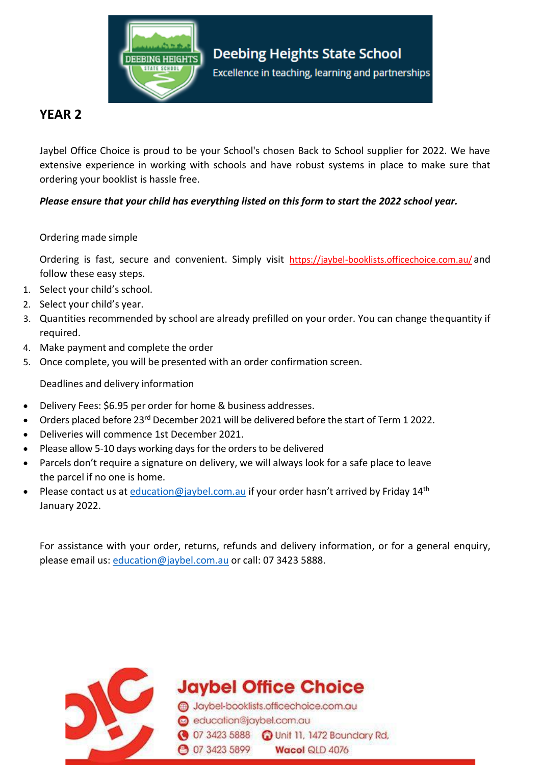Deebing Heights State School

Excellence in teaching, learning and partnerships

## YEAR 2

Jaybel Office Choice is proud to be your School's chosen Back to School supplier for 2022. We have extensive experience in working with schools and have robust systems in place to make sure that ordering your booklist is hassle free.

***Please ensure that your child has everything listed on this form to start the 2022 school year.***

Ordering made simple

Ordering is fast, secure and convenient. Simply visit https://jaybel-booklists.officechoice.com.au/ and follow these easy steps.

1. Select your child's school.
2. Select your child's year.
3. Quantities recommended by school are already prefilled on your order. You can change thequantity if required.
4. Make payment and complete the order
5. Once complete, you will be presented with an order confirmation screen.

Deadlines and delivery information

- Delivery Fees: $6.95 per order for home & business addresses.
- Orders placed before 23rd December 2021 will be delivered before the start of Term 1 2022.
- Deliveries will commence 1st December 2021.
- Please allow 5-10 days working days for the orders to be delivered
- Parcels don't require a signature on delivery, we will always look for a safe place to leave the parcel if no one is home.
- Please contact us at education@jaybel.com.au if your order hasn't arrived by Friday 14th January 2022.

For assistance with your order, returns, refunds and delivery information, or for a general enquiry, please email us: education@jaybel.com.au or call: 07 3423 5888.

**Jaybel Office Choice**

Jaybel-booklists.officechoice.com.au

education@jaybel.com.au

07 3423 5888 Unit 11, 1472 Boundary Rd,

07 3423 5899 **Wacol** QLD 4076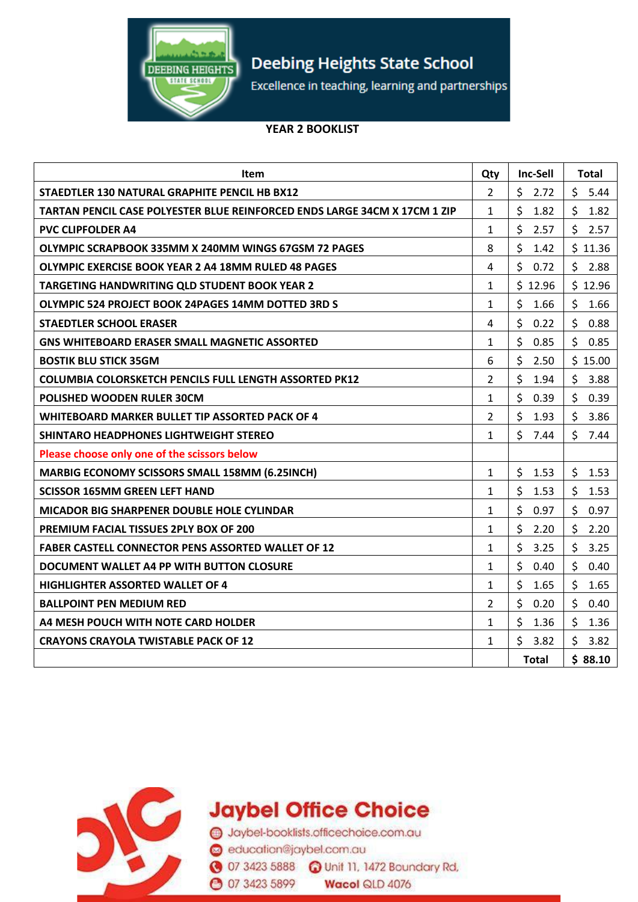# Deebing Heights State School

Excellence in teaching, learning and partnerships

## YEAR 2 BOOKLIST

| Item | Qty | Inc-Sell | Total |
|---|---|---|---|
| STAEDTLER 130 NATURAL GRAPHITE PENCIL HB BX12 | 2 | $ 2.72 | $ 5.44 |
| TARTAN PENCIL CASE POLYESTER BLUE REINFORCED ENDS LARGE 34CM X 17CM 1 ZIP | 1 | $ 1.82 | $ 1.82 |
| PVC CLIPFOLDER A4 | 1 | $ 2.57 | $ 2.57 |
| OLYMPIC SCRAPBOOK 335MM X 240MM WINGS 67GSM 72 PAGES | 8 | $ 1.42 | $ 11.36 |
| OLYMPIC EXERCISE BOOK YEAR 2 A4 18MM RULED 48 PAGES | 4 | $ 0.72 | $ 2.88 |
| TARGETING HANDWRITING QLD STUDENT BOOK YEAR 2 | 1 | $ 12.96 | $ 12.96 |
| OLYMPIC 524 PROJECT BOOK 24PAGES 14MM DOTTED 3RD S | 1 | $ 1.66 | $ 1.66 |
| STAEDTLER SCHOOL ERASER | 4 | $ 0.22 | $ 0.88 |
| GNS WHITEBOARD ERASER SMALL MAGNETIC ASSORTED | 1 | $ 0.85 | $ 0.85 |
| BOSTIK BLU STICK 35GM | 6 | $ 2.50 | $ 15.00 |
| COLUMBIA COLORSKETCH PENCILS FULL LENGTH ASSORTED PK12 | 2 | $ 1.94 | $ 3.88 |
| POLISHED WOODEN RULER 30CM | 1 | $ 0.39 | $ 0.39 |
| WHITEBOARD MARKER BULLET TIP ASSORTED PACK OF 4 | 2 | $ 1.93 | $ 3.86 |
| SHINTARO HEADPHONES LIGHTWEIGHT STEREO | 1 | $ 7.44 | $ 7.44 |
| Please choose only one of the scissors below | | | |
| MARBIG ECONOMY SCISSORS SMALL 158MM (6.25INCH) | 1 | $ 1.53 | $ 1.53 |
| SCISSOR 165MM GREEN LEFT HAND | 1 | $ 1.53 | $ 1.53 |
| MICADOR BIG SHARPENER DOUBLE HOLE CYLINDAR | 1 | $ 0.97 | $ 0.97 |
| PREMIUM FACIAL TISSUES 2PLY BOX OF 200 | 1 | $ 2.20 | $ 2.20 |
| FABER CASTELL CONNECTOR PENS ASSORTED WALLET OF 12 | 1 | $ 3.25 | $ 3.25 |
| DOCUMENT WALLET A4 PP WITH BUTTON CLOSURE | 1 | $ 0.40 | $ 0.40 |
| HIGHLIGHTER ASSORTED WALLET OF 4 | 1 | $ 1.65 | $ 1.65 |
| BALLPOINT PEN MEDIUM RED | 2 | $ 0.20 | $ 0.40 |
| A4 MESH POUCH WITH NOTE CARD HOLDER | 1 | $ 1.36 | $ 1.36 |
| CRAYONS CRAYOLA TWISTABLE PACK OF 12 | 1 | $ 3.82 | $ 3.82 |
| | | **Total** | **$ 88.10** |

**Jaybel Office Choice**

Jaybel-booklists.officechoice.com.au

education@jaybel.com.au

07 3423 5888 Unit 11, 1472 Boundary Rd, Wacol QLD 4076

07 3423 5899